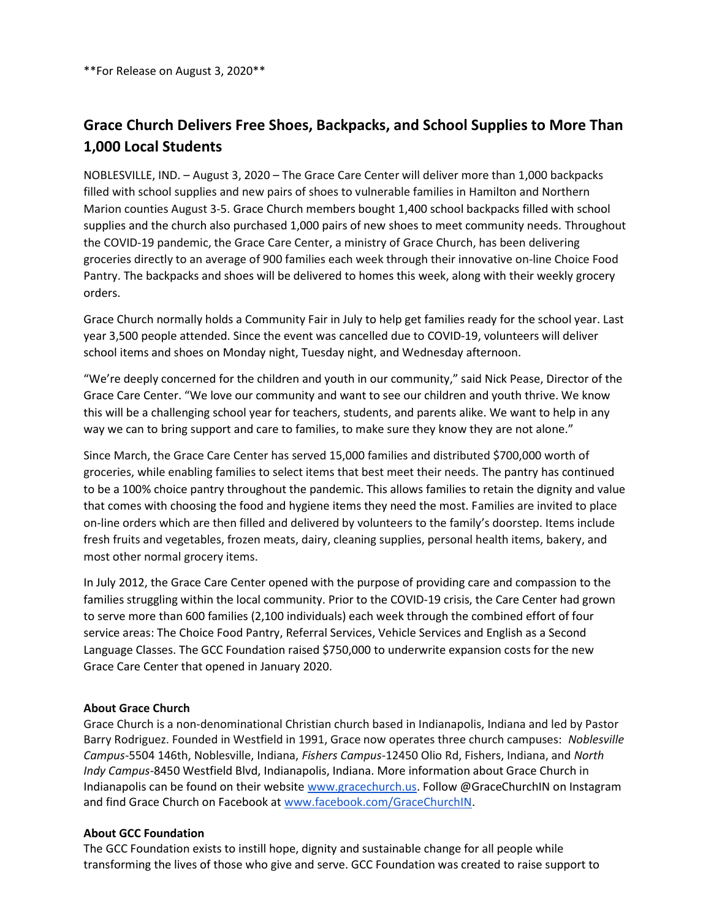**For Release on August 3, 2020**

# Grace Church Delivers Free Shoes, Backpacks, and School Supplies to More Than 1,000 Local Students

NOBLESVILLE, IND. – August 3, 2020 – The Grace Care Center will deliver more than 1,000 backpacks filled with school supplies and new pairs of shoes to vulnerable families in Hamilton and Northern Marion counties August 3-5. Grace Church members bought 1,400 school backpacks filled with school supplies and the church also purchased 1,000 pairs of new shoes to meet community needs. Throughout the COVID-19 pandemic, the Grace Care Center, a ministry of Grace Church, has been delivering groceries directly to an average of 900 families each week through their innovative on-line Choice Food Pantry. The backpacks and shoes will be delivered to homes this week, along with their weekly grocery orders.

Grace Church normally holds a Community Fair in July to help get families ready for the school year. Last year 3,500 people attended. Since the event was cancelled due to COVID-19, volunteers will deliver school items and shoes on Monday night, Tuesday night, and Wednesday afternoon.

"We're deeply concerned for the children and youth in our community," said Nick Pease, Director of the Grace Care Center. "We love our community and want to see our children and youth thrive. We know this will be a challenging school year for teachers, students, and parents alike. We want to help in any way we can to bring support and care to families, to make sure they know they are not alone."

Since March, the Grace Care Center has served 15,000 families and distributed $700,000 worth of groceries, while enabling families to select items that best meet their needs. The pantry has continued to be a 100% choice pantry throughout the pandemic. This allows families to retain the dignity and value that comes with choosing the food and hygiene items they need the most. Families are invited to place on-line orders which are then filled and delivered by volunteers to the family's doorstep. Items include fresh fruits and vegetables, frozen meats, dairy, cleaning supplies, personal health items, bakery, and most other normal grocery items.

In July 2012, the Grace Care Center opened with the purpose of providing care and compassion to the families struggling within the local community. Prior to the COVID-19 crisis, the Care Center had grown to serve more than 600 families (2,100 individuals) each week through the combined effort of four service areas: The Choice Food Pantry, Referral Services, Vehicle Services and English as a Second Language Classes. The GCC Foundation raised $750,000 to underwrite expansion costs for the new Grace Care Center that opened in January 2020.

**About Grace Church**

Grace Church is a non-denominational Christian church based in Indianapolis, Indiana and led by Pastor Barry Rodriguez. Founded in Westfield in 1991, Grace now operates three church campuses: *Noblesville Campus*-5504 146th, Noblesville, Indiana, *Fishers Campus*-12450 Olio Rd, Fishers, Indiana, and *North Indy Campus*-8450 Westfield Blvd, Indianapolis, Indiana. More information about Grace Church in Indianapolis can be found on their website [www.gracechurch.us](http://www.gracechurch.us). Follow @GraceChurchIN on Instagram and find Grace Church on Facebook at [www.facebook.com/GraceChurchIN](http://www.facebook.com/GraceChurchIN).

**About GCC Foundation**

The GCC Foundation exists to instill hope, dignity and sustainable change for all people while transforming the lives of those who give and serve. GCC Foundation was created to raise support to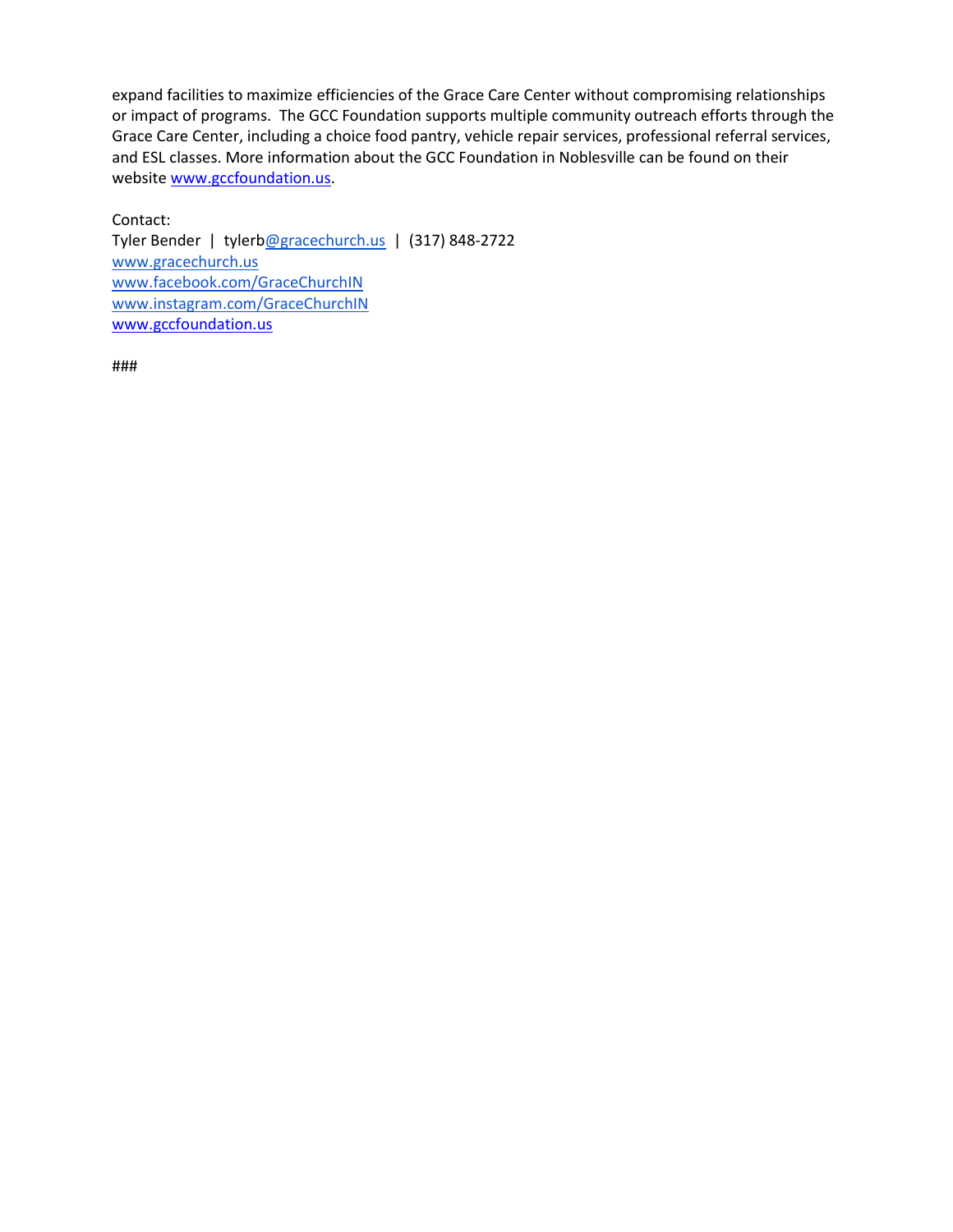expand facilities to maximize efficiencies of the Grace Care Center without compromising relationships or impact of programs. The GCC Foundation supports multiple community outreach efforts through the Grace Care Center, including a choice food pantry, vehicle repair services, professional referral services, and ESL classes. More information about the GCC Foundation in Noblesville can be found on their website www.gccfoundation.us.

Contact:
Tyler Bender | tylerb@gracechurch.us | (317) 848-2722
www.gracechurch.us
www.facebook.com/GraceChurchIN
www.instagram.com/GraceChurchIN
www.gccfoundation.us

###